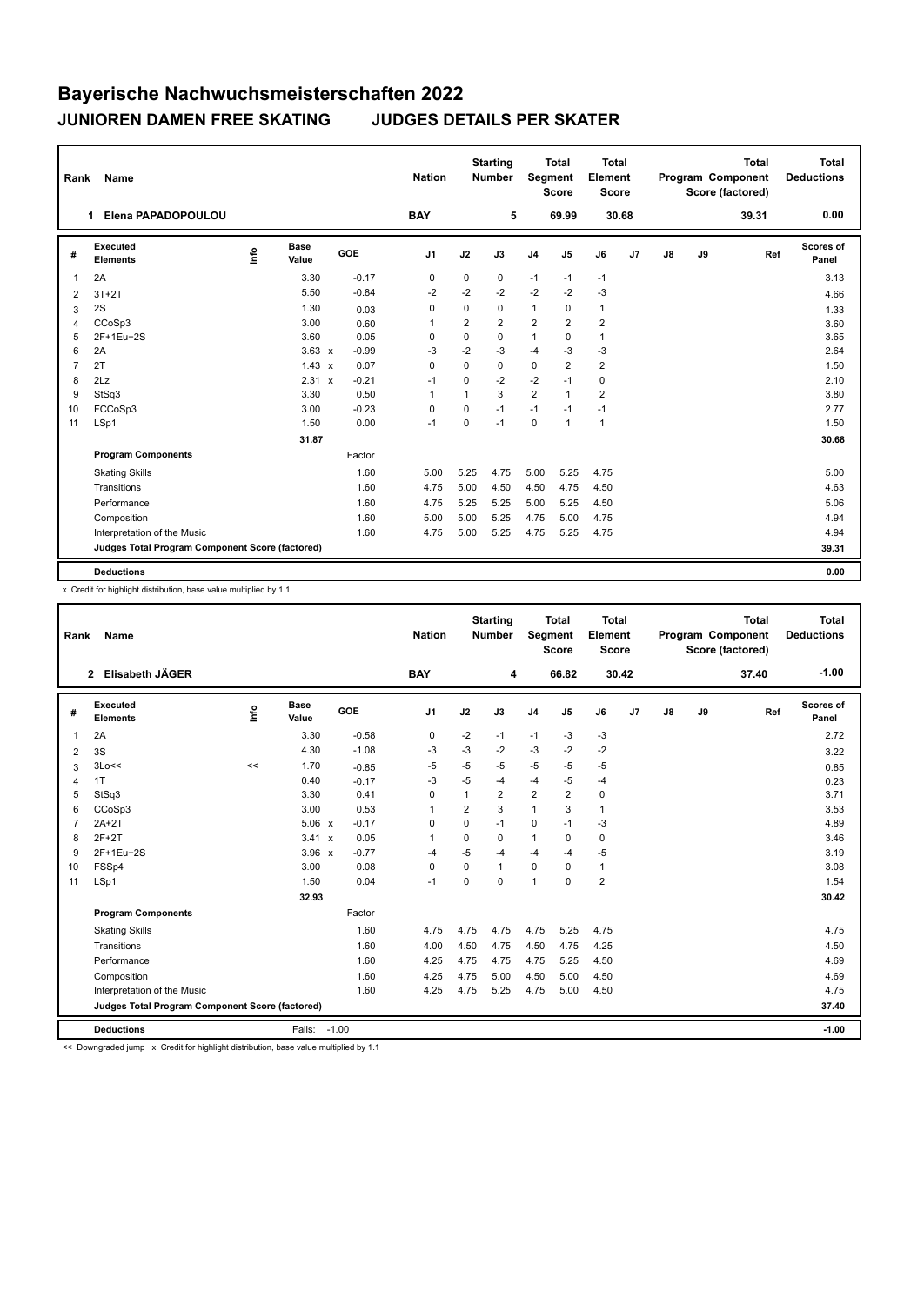# Bayerische Nachwuchsmeisterschaften 2022

## JUNIOREN DAMEN FREE SKATING JUDGES DETAILS PER SKATER

| Rank | Name | Nation | Starting Number | Total Segment Score | Total Element Score | Total Program Component Score (factored) | Total Deductions |
|---|---|---|---|---|---|---|---|
| 1 | Elena PAPADOPOULOU | BAY | 5 | 69.99 | 30.68 | 39.31 | 0.00 |

| # | Executed Elements | Info | Base Value | | GOE | J1 | J2 | J3 | J4 | J5 | J6 | J7 | J8 | J9 | Ref | Scores of Panel |
|---|---|---|---|---|---|---|---|---|---|---|---|---|---|---|---|---|
| 1 | 2A | | 3.30 | | -0.17 | 0 | 0 | 0 | -1 | -1 | -1 | | | | | 3.13 |
| 2 | 3T+2T | | 5.50 | | -0.84 | -2 | -2 | -2 | -2 | -2 | -3 | | | | | 4.66 |
| 3 | 2S | | 1.30 | | 0.03 | 0 | 0 | 0 | 1 | 0 | 1 | | | | | 1.33 |
| 4 | CCoSp3 | | 3.00 | | 0.60 | 1 | 2 | 2 | 2 | 2 | 2 | | | | | 3.60 |
| 5 | 2F+1Eu+2S | | 3.60 | | 0.05 | 0 | 0 | 0 | 1 | 0 | 1 | | | | | 3.65 |
| 6 | 2A | | 3.63 | x | -0.99 | -3 | -2 | -3 | -4 | -3 | -3 | | | | | 2.64 |
| 7 | 2T | | 1.43 | x | 0.07 | 0 | 0 | 0 | 0 | 2 | 2 | | | | | 1.50 |
| 8 | 2Lz | | 2.31 | x | -0.21 | -1 | 0 | -2 | -2 | -1 | 0 | | | | | 2.10 |
| 9 | StSq3 | | 3.30 | | 0.50 | 1 | 1 | 3 | 2 | 1 | 2 | | | | | 3.80 |
| 10 | FCCoSp3 | | 3.00 | | -0.23 | 0 | 0 | -1 | -1 | -1 | -1 | | | | | 2.77 |
| 11 | LSp1 | | 1.50 | | 0.00 | -1 | 0 | -1 | 0 | 1 | 1 | | | | | 1.50 |
| | | | 31.87 | | | | | | | | | | | | | 30.68 |
| | **Program Components** | | | | Factor | | | | | | | | | | | |
| | Skating Skills | | | | 1.60 | 5.00 | 5.25 | 4.75 | 5.00 | 5.25 | 4.75 | | | | | 5.00 |
| | Transitions | | | | 1.60 | 4.75 | 5.00 | 4.50 | 4.50 | 4.75 | 4.50 | | | | | 4.63 |
| | Performance | | | | 1.60 | 4.75 | 5.25 | 5.25 | 5.00 | 5.25 | 4.50 | | | | | 5.06 |
| | Composition | | | | 1.60 | 5.00 | 5.00 | 5.25 | 4.75 | 5.00 | 4.75 | | | | | 4.94 |
| | Interpretation of the Music | | | | 1.60 | 4.75 | 5.00 | 5.25 | 4.75 | 5.25 | 4.75 | | | | | 4.94 |
| | **Judges Total Program Component Score (factored)** | | | | | | | | | | | | | | | 39.31 |
| | **Deductions** | | | | | | | | | | | | | | | 0.00 |

x Credit for highlight distribution, base value multiplied by 1.1

| Rank | Name | Nation | Starting Number | Total Segment Score | Total Element Score | Total Program Component Score (factored) | Total Deductions |
|---|---|---|---|---|---|---|---|
| 2 | Elisabeth JÄGER | BAY | 4 | 66.82 | 30.42 | 37.40 | -1.00 |

| # | Executed Elements | Info | Base Value | | GOE | J1 | J2 | J3 | J4 | J5 | J6 | J7 | J8 | J9 | Ref | Scores of Panel |
|---|---|---|---|---|---|---|---|---|---|---|---|---|---|---|---|---|
| 1 | 2A | | 3.30 | | -0.58 | 0 | -2 | -1 | -1 | -3 | -3 | | | | | 2.72 |
| 2 | 3S | | 4.30 | | -1.08 | -3 | -3 | -2 | -3 | -2 | -2 | | | | | 3.22 |
| 3 | 3Lo<< | << | 1.70 | | -0.85 | -5 | -5 | -5 | -5 | -5 | -5 | | | | | 0.85 |
| 4 | 1T | | 0.40 | | -0.17 | -3 | -5 | -4 | -4 | -5 | -4 | | | | | 0.23 |
| 5 | StSq3 | | 3.30 | | 0.41 | 0 | 1 | 2 | 2 | 2 | 0 | | | | | 3.71 |
| 6 | CCoSp3 | | 3.00 | | 0.53 | 1 | 2 | 3 | 1 | 3 | 1 | | | | | 3.53 |
| 7 | 2A+2T | | 5.06 | x | -0.17 | 0 | 0 | -1 | 0 | -1 | -3 | | | | | 4.89 |
| 8 | 2F+2T | | 3.41 | x | 0.05 | 1 | 0 | 0 | 1 | 0 | 0 | | | | | 3.46 |
| 9 | 2F+1Eu+2S | | 3.96 | x | -0.77 | -4 | -5 | -4 | -4 | -4 | -5 | | | | | 3.19 |
| 10 | FSSp4 | | 3.00 | | 0.08 | 0 | 0 | 1 | 0 | 0 | 1 | | | | | 3.08 |
| 11 | LSp1 | | 1.50 | | 0.04 | -1 | 0 | 0 | 1 | 0 | 2 | | | | | 1.54 |
| | | | 32.93 | | | | | | | | | | | | | 30.42 |
| | **Program Components** | | | | Factor | | | | | | | | | | | |
| | Skating Skills | | | | 1.60 | 4.75 | 4.75 | 4.75 | 4.75 | 5.25 | 4.75 | | | | | 4.75 |
| | Transitions | | | | 1.60 | 4.00 | 4.50 | 4.75 | 4.50 | 4.75 | 4.25 | | | | | 4.50 |
| | Performance | | | | 1.60 | 4.25 | 4.75 | 4.75 | 4.75 | 5.25 | 4.50 | | | | | 4.69 |
| | Composition | | | | 1.60 | 4.25 | 4.75 | 5.00 | 4.50 | 5.00 | 4.50 | | | | | 4.69 |
| | Interpretation of the Music | | | | 1.60 | 4.25 | 4.75 | 5.25 | 4.75 | 5.00 | 4.50 | | | | | 4.75 |
| | **Judges Total Program Component Score (factored)** | | | | | | | | | | | | | | | 37.40 |
| | **Deductions** | | Falls: -1.00 | | | | | | | | | | | | | -1.00 |

<< Downgraded jump x Credit for highlight distribution, base value multiplied by 1.1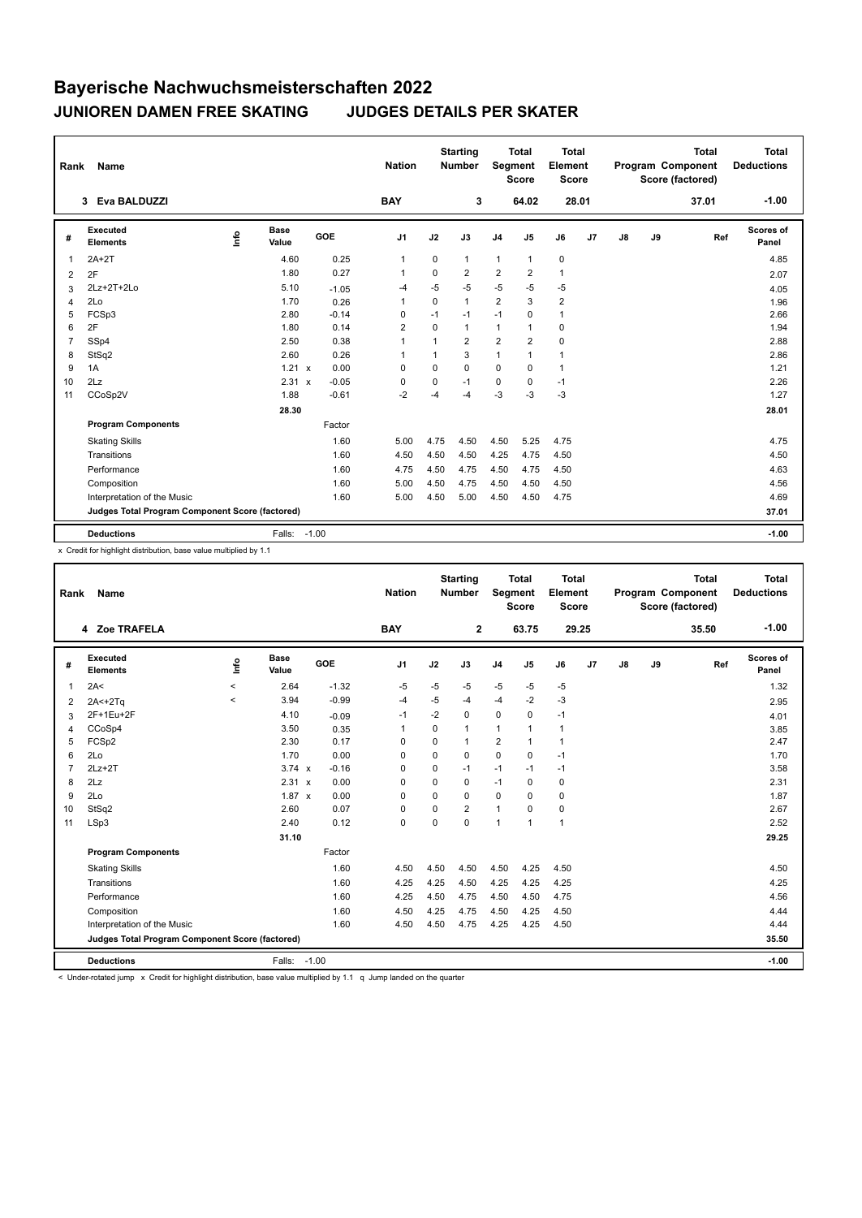# Bayerische Nachwuchsmeisterschaften 2022

## JUNIOREN DAMEN FREE SKATING JUDGES DETAILS PER SKATER

| Rank | Name | Nation | Starting Number | Total Segment Score | Total Element Score | Total Program Component Score (factored) | Total Deductions |
|---|---|---|---|---|---|---|---|
| 3 | Eva BALDUZZI | BAY | 3 | 64.02 | 28.01 | 37.01 | -1.00 |

| # | Executed Elements | Info | Base Value | GOE | J1 | J2 | J3 | J4 | J5 | J6 | J7 | J8 | J9 | Ref | Scores of Panel |
|---|---|---|---|---|---|---|---|---|---|---|---|---|---|---|---|
| 1 | 2A+2T | | 4.60 | 0.25 | 1 | 0 | 1 | 1 | 1 | 0 | | | | | 4.85 |
| 2 | 2F | | 1.80 | 0.27 | 1 | 0 | 2 | 2 | 2 | 1 | | | | | 2.07 |
| 3 | 2Lz+2T+2Lo | | 5.10 | -1.05 | -4 | -5 | -5 | -5 | -5 | -5 | | | | | 4.05 |
| 4 | 2Lo | | 1.70 | 0.26 | 1 | 0 | 1 | 2 | 3 | 2 | | | | | 1.96 |
| 5 | FCSp3 | | 2.80 | -0.14 | 0 | -1 | -1 | -1 | 0 | 1 | | | | | 2.66 |
| 6 | 2F | | 1.80 | 0.14 | 2 | 0 | 1 | 1 | 1 | 0 | | | | | 1.94 |
| 7 | SSp4 | | 2.50 | 0.38 | 1 | 1 | 2 | 2 | 2 | 0 | | | | | 2.88 |
| 8 | StSq2 | | 2.60 | 0.26 | 1 | 1 | 3 | 1 | 1 | 1 | | | | | 2.86 |
| 9 | 1A | | 1.21 x | 0.00 | 0 | 0 | 0 | 0 | 0 | 1 | | | | | 1.21 |
| 10 | 2Lz | | 2.31 x | -0.05 | 0 | 0 | -1 | 0 | 0 | -1 | | | | | 2.26 |
| 11 | CCoSp2V | | 1.88 | -0.61 | -2 | -4 | -4 | -3 | -3 | -3 | | | | | 1.27 |
| | | | 28.30 | | | | | | | | | | | | 28.01 |
| | **Program Components** | | | Factor | | | | | | | | | | | |
| | Skating Skills | | | 1.60 | 5.00 | 4.75 | 4.50 | 4.50 | 5.25 | 4.75 | | | | | 4.75 |
| | Transitions | | | 1.60 | 4.50 | 4.50 | 4.50 | 4.25 | 4.75 | 4.50 | | | | | 4.50 |
| | Performance | | | 1.60 | 4.75 | 4.50 | 4.75 | 4.50 | 4.75 | 4.50 | | | | | 4.63 |
| | Composition | | | 1.60 | 5.00 | 4.50 | 4.75 | 4.50 | 4.50 | 4.50 | | | | | 4.56 |
| | Interpretation of the Music | | | 1.60 | 5.00 | 4.50 | 5.00 | 4.50 | 4.50 | 4.75 | | | | | 4.69 |
| | **Judges Total Program Component Score (factored)** | | | | | | | | | | | | | | 37.01 |
| | **Deductions** | | Falls: | -1.00 | | | | | | | | | | | -1.00 |

x Credit for highlight distribution, base value multiplied by 1.1

| Rank | Name | Nation | Starting Number | Total Segment Score | Total Element Score | Total Program Component Score (factored) | Total Deductions |
|---|---|---|---|---|---|---|---|
| 4 | Zoe TRAFELA | BAY | 2 | 63.75 | 29.25 | 35.50 | -1.00 |

| # | Executed Elements | Info | Base Value | GOE | J1 | J2 | J3 | J4 | J5 | J6 | J7 | J8 | J9 | Ref | Scores of Panel |
|---|---|---|---|---|---|---|---|---|---|---|---|---|---|---|---|
| 1 | 2A< | < | 2.64 | -1.32 | -5 | -5 | -5 | -5 | -5 | -5 | | | | | 1.32 |
| 2 | 2A<+2Tq | < | 3.94 | -0.99 | -4 | -5 | -4 | -4 | -2 | -3 | | | | | 2.95 |
| 3 | 2F+1Eu+2F | | 4.10 | -0.09 | -1 | -2 | 0 | 0 | 0 | -1 | | | | | 4.01 |
| 4 | CCoSp4 | | 3.50 | 0.35 | 1 | 0 | 1 | 1 | 1 | 1 | | | | | 3.85 |
| 5 | FCSp2 | | 2.30 | 0.17 | 0 | 0 | 1 | 2 | 1 | 1 | | | | | 2.47 |
| 6 | 2Lo | | 1.70 | 0.00 | 0 | 0 | 0 | 0 | 0 | -1 | | | | | 1.70 |
| 7 | 2Lz+2T | | 3.74 x | -0.16 | 0 | 0 | -1 | -1 | -1 | -1 | | | | | 3.58 |
| 8 | 2Lz | | 2.31 x | 0.00 | 0 | 0 | 0 | -1 | 0 | 0 | | | | | 2.31 |
| 9 | 2Lo | | 1.87 x | 0.00 | 0 | 0 | 0 | 0 | 0 | 0 | | | | | 1.87 |
| 10 | StSq2 | | 2.60 | 0.07 | 0 | 0 | 2 | 1 | 0 | 0 | | | | | 2.67 |
| 11 | LSp3 | | 2.40 | 0.12 | 0 | 0 | 0 | 1 | 1 | 1 | | | | | 2.52 |
| | | | 31.10 | | | | | | | | | | | | 29.25 |
| | **Program Components** | | | Factor | | | | | | | | | | | |
| | Skating Skills | | | 1.60 | 4.50 | 4.50 | 4.50 | 4.50 | 4.25 | 4.50 | | | | | 4.50 |
| | Transitions | | | 1.60 | 4.25 | 4.25 | 4.50 | 4.25 | 4.25 | 4.25 | | | | | 4.25 |
| | Performance | | | 1.60 | 4.25 | 4.50 | 4.75 | 4.50 | 4.50 | 4.75 | | | | | 4.56 |
| | Composition | | | 1.60 | 4.50 | 4.25 | 4.75 | 4.50 | 4.25 | 4.50 | | | | | 4.44 |
| | Interpretation of the Music | | | 1.60 | 4.50 | 4.50 | 4.75 | 4.25 | 4.25 | 4.50 | | | | | 4.44 |
| | **Judges Total Program Component Score (factored)** | | | | | | | | | | | | | | 35.50 |
| | **Deductions** | | Falls: | -1.00 | | | | | | | | | | | -1.00 |

< Under-rotated jump x Credit for highlight distribution, base value multiplied by 1.1 q Jump landed on the quarter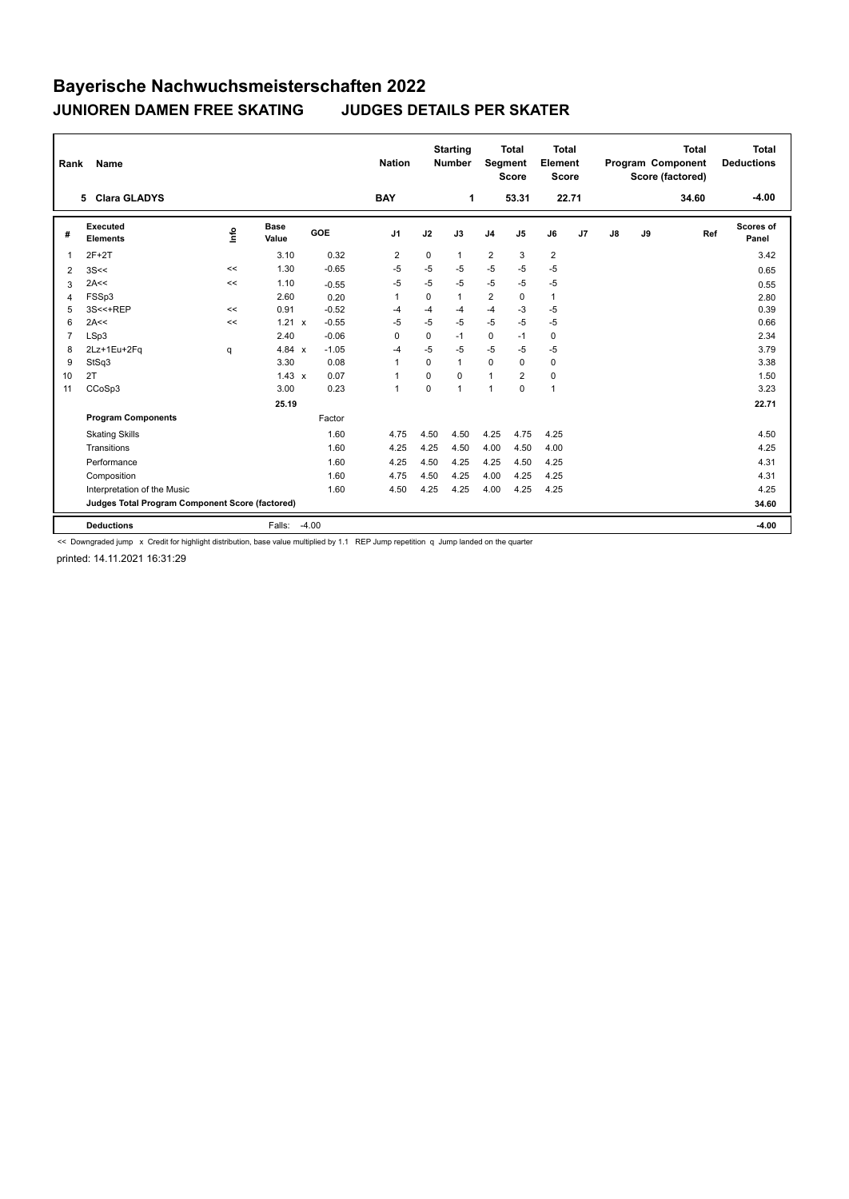# Bayerische Nachwuchsmeisterschaften 2022

## JUNIOREN DAMEN FREE SKATING JUDGES DETAILS PER SKATER

| Rank | Name | Nation | Starting Number | Total Segment Score | Total Element Score | Total Program Component Score (factored) | Total Deductions |
|---|---|---|---|---|---|---|---|
| 5 | Clara GLADYS | BAY | 1 | 53.31 | 22.71 | 34.60 | -4.00 |

| # | Executed Elements | Info | Base Value | | GOE | J1 | J2 | J3 | J4 | J5 | J6 | J7 | J8 | J9 | Ref | Scores of Panel |
|---|---|---|---|---|---|---|---|---|---|---|---|---|---|---|---|---|
| 1 | 2F+2T | | 3.10 | | 0.32 | 2 | 0 | 1 | 2 | 3 | 2 | | | | | 3.42 |
| 2 | 3S<< | << | 1.30 | | -0.65 | -5 | -5 | -5 | -5 | -5 | -5 | | | | | 0.65 |
| 3 | 2A<< | << | 1.10 | | -0.55 | -5 | -5 | -5 | -5 | -5 | -5 | | | | | 0.55 |
| 4 | FSSp3 | | 2.60 | | 0.20 | 1 | 0 | 1 | 2 | 0 | 1 | | | | | 2.80 |
| 5 | 3S<<+REP | << | 0.91 | | -0.52 | -4 | -4 | -4 | -4 | -3 | -5 | | | | | 0.39 |
| 6 | 2A<< | << | 1.21 | x | -0.55 | -5 | -5 | -5 | -5 | -5 | -5 | | | | | 0.66 |
| 7 | LSp3 | | 2.40 | | -0.06 | 0 | 0 | -1 | 0 | -1 | 0 | | | | | 2.34 |
| 8 | 2Lz+1Eu+2Fq | q | 4.84 | x | -1.05 | -4 | -5 | -5 | -5 | -5 | -5 | | | | | 3.79 |
| 9 | StSq3 | | 3.30 | | 0.08 | 1 | 0 | 1 | 0 | 0 | 0 | | | | | 3.38 |
| 10 | 2T | | 1.43 | x | 0.07 | 1 | 0 | 0 | 1 | 2 | 0 | | | | | 1.50 |
| 11 | CCoSp3 | | 3.00 | | 0.23 | 1 | 0 | 1 | 1 | 0 | 1 | | | | | 3.23 |
| | | | 25.19 | | | | | | | | | | | | | 22.71 |
| | **Program Components** | | | | Factor | | | | | | | | | | | |
| | Skating Skills | | | | 1.60 | 4.75 | 4.50 | 4.50 | 4.25 | 4.75 | 4.25 | | | | | 4.50 |
| | Transitions | | | | 1.60 | 4.25 | 4.25 | 4.50 | 4.00 | 4.50 | 4.00 | | | | | 4.25 |
| | Performance | | | | 1.60 | 4.25 | 4.50 | 4.25 | 4.25 | 4.50 | 4.25 | | | | | 4.31 |
| | Composition | | | | 1.60 | 4.75 | 4.50 | 4.25 | 4.00 | 4.25 | 4.25 | | | | | 4.31 |
| | Interpretation of the Music | | | | 1.60 | 4.50 | 4.25 | 4.25 | 4.00 | 4.25 | 4.25 | | | | | 4.25 |
| | **Judges Total Program Component Score (factored)** | | | | | | | | | | | | | | | **34.60** |
| | **Deductions** | | Falls: | | -4.00 | | | | | | | | | | | **-4.00** |

<< Downgraded jump x Credit for highlight distribution, base value multiplied by 1.1 REP Jump repetition q Jump landed on the quarter

printed: 14.11.2021 16:31:29